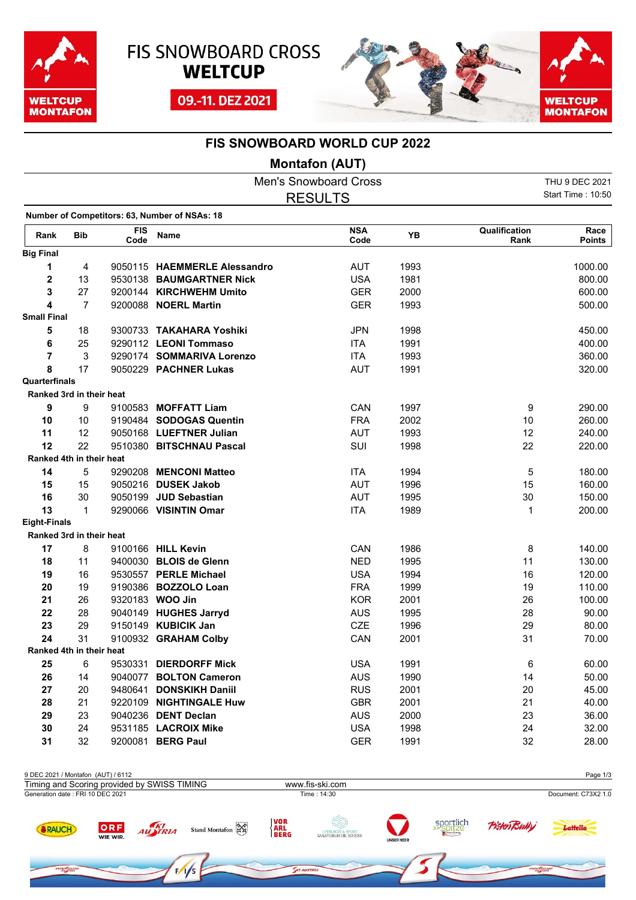FIS SNOWBOARD CROSS **WELTCUP**

09.-11. DEZ 2021

# FIS SNOWBOARD WORLD CUP 2022

## Montafon (AUT)

Men's Snowboard Cross

RESULTS

THU 9 DEC 2021
Start Time : 10:50

**Number of Competitors: 63, Number of NSAs: 18**

| Rank | Bib | FIS Code | Name | NSA Code | YB | Qualification Rank | Race Points |
|---|---|---|---|---|---|---|---|
| **Big Final** | | | | | | | |
| **1** | 4 | 9050115 | **HAEMMERLE Alessandro** | AUT | 1993 | | 1000.00 |
| **2** | 13 | 9530138 | **BAUMGARTNER Nick** | USA | 1981 | | 800.00 |
| **3** | 27 | 9200144 | **KIRCHWEHM Umito** | GER | 2000 | | 600.00 |
| **4** | 7 | 9200088 | **NOERL Martin** | GER | 1993 | | 500.00 |
| **Small Final** | | | | | | | |
| **5** | 18 | 9300733 | **TAKAHARA Yoshiki** | JPN | 1998 | | 450.00 |
| **6** | 25 | 9290112 | **LEONI Tommaso** | ITA | 1991 | | 400.00 |
| **7** | 3 | 9290174 | **SOMMARIVA Lorenzo** | ITA | 1993 | | 360.00 |
| **8** | 17 | 9050229 | **PACHNER Lukas** | AUT | 1991 | | 320.00 |
| **Quarterfinals** | | | | | | | |
| **Ranked 3rd in their heat** | | | | | | | |
| **9** | 9 | 9100583 | **MOFFATT Liam** | CAN | 1997 | 9 | 290.00 |
| **10** | 10 | 9190484 | **SODOGAS Quentin** | FRA | 2002 | 10 | 260.00 |
| **11** | 12 | 9050168 | **LUEFTNER Julian** | AUT | 1993 | 12 | 240.00 |
| **12** | 22 | 9510380 | **BITSCHNAU Pascal** | SUI | 1998 | 22 | 220.00 |
| **Ranked 4th in their heat** | | | | | | | |
| **14** | 5 | 9290208 | **MENCONI Matteo** | ITA | 1994 | 5 | 180.00 |
| **15** | 15 | 9050216 | **DUSEK Jakob** | AUT | 1996 | 15 | 160.00 |
| **16** | 30 | 9050199 | **JUD Sebastian** | AUT | 1995 | 30 | 150.00 |
| **13** | 1 | 9290066 | **VISINTIN Omar** | ITA | 1989 | 1 | 200.00 |
| **Eight-Finals** | | | | | | | |
| **Ranked 3rd in their heat** | | | | | | | |
| **17** | 8 | 9100166 | **HILL Kevin** | CAN | 1986 | 8 | 140.00 |
| **18** | 11 | 9400030 | **BLOIS de Glenn** | NED | 1995 | 11 | 130.00 |
| **19** | 16 | 9530557 | **PERLE Michael** | USA | 1994 | 16 | 120.00 |
| **20** | 19 | 9190386 | **BOZZOLO Loan** | FRA | 1999 | 19 | 110.00 |
| **21** | 26 | 9320183 | **WOO Jin** | KOR | 2001 | 26 | 100.00 |
| **22** | 28 | 9040149 | **HUGHES Jarryd** | AUS | 1995 | 28 | 90.00 |
| **23** | 29 | 9150149 | **KUBICIK Jan** | CZE | 1996 | 29 | 80.00 |
| **24** | 31 | 9100932 | **GRAHAM Colby** | CAN | 2001 | 31 | 70.00 |
| **Ranked 4th in their heat** | | | | | | | |
| **25** | 6 | 9530331 | **DIERDORFF Mick** | USA | 1991 | 6 | 60.00 |
| **26** | 14 | 9040077 | **BOLTON Cameron** | AUS | 1990 | 14 | 50.00 |
| **27** | 20 | 9480641 | **DONSKIKH Daniil** | RUS | 2001 | 20 | 45.00 |
| **28** | 21 | 9220109 | **NIGHTINGALE Huw** | GBR | 2001 | 21 | 40.00 |
| **29** | 23 | 9040236 | **DENT Declan** | AUS | 2000 | 23 | 36.00 |
| **30** | 24 | 9531185 | **LACROIX Mike** | USA | 1998 | 24 | 32.00 |
| **31** | 32 | 9200081 | **BERG Paul** | GER | 1991 | 32 | 28.00 |

9 DEC 2021 / Montafon (AUT) / 6112
Timing and Scoring provided by SWISS TIMING — www.fis-ski.com
Generation date : FRI 10 DEC 2021 — Time : 14:30 — Document: C73X2 1.0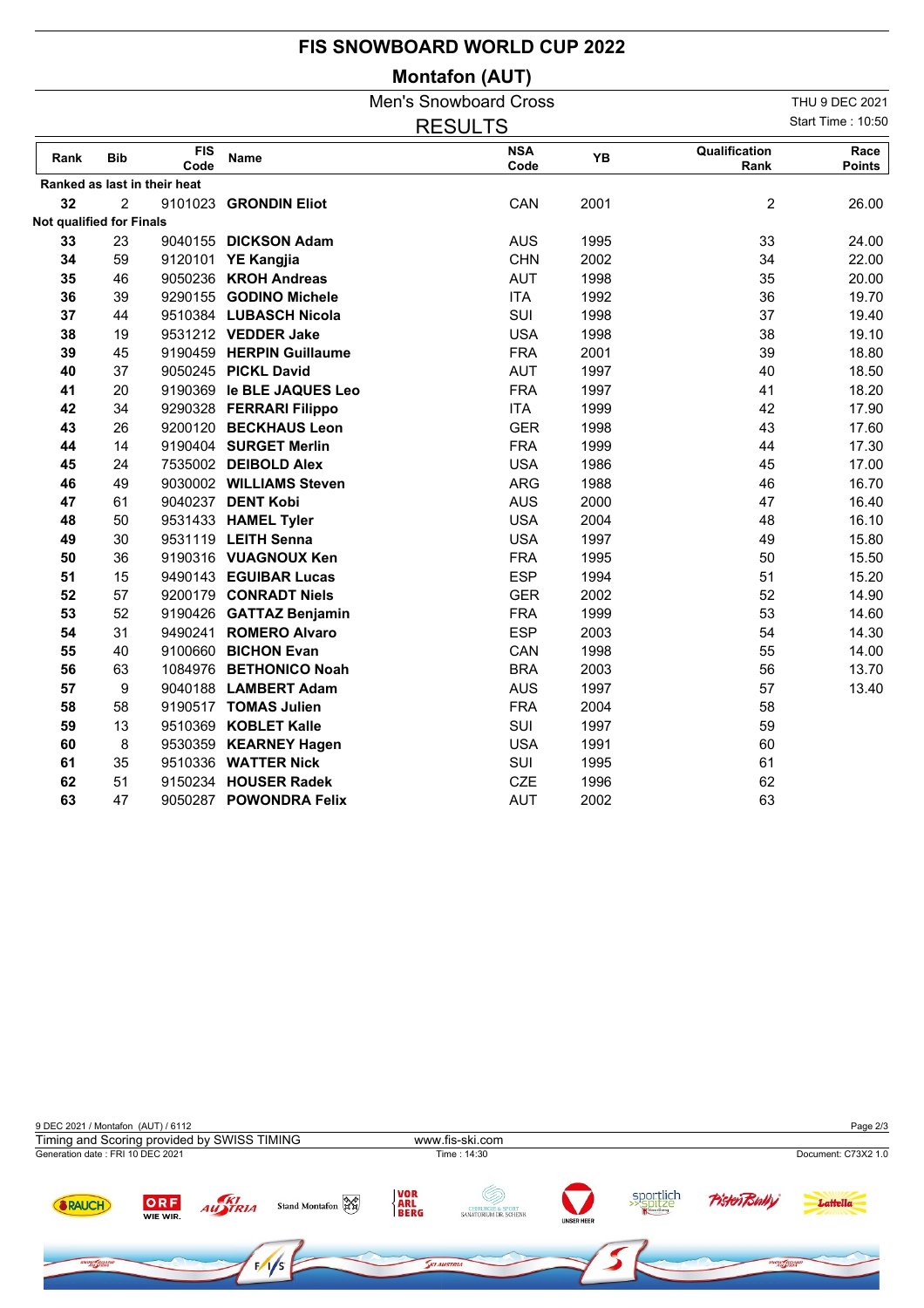# FIS SNOWBOARD WORLD CUP 2022

## Montafon (AUT)

### Men's Snowboard Cross

### RESULTS

THU 9 DEC 2021
Start Time : 10:50

| Rank | Bib | FIS Code | Name | NSA Code | YB | Qualification Rank | Race Points |
|---|---|---|---|---|---|---|---|
| **Ranked as last in their heat** | | | | | | | |
| **32** | 2 | 9101023 | **GRONDIN Eliot** | CAN | 2001 | 2 | 26.00 |
| **Not qualified for Finals** | | | | | | | |
| **33** | 23 | 9040155 | **DICKSON Adam** | AUS | 1995 | 33 | 24.00 |
| **34** | 59 | 9120101 | **YE Kangjia** | CHN | 2002 | 34 | 22.00 |
| **35** | 46 | 9050236 | **KROH Andreas** | AUT | 1998 | 35 | 20.00 |
| **36** | 39 | 9290155 | **GODINO Michele** | ITA | 1992 | 36 | 19.70 |
| **37** | 44 | 9510384 | **LUBASCH Nicola** | SUI | 1998 | 37 | 19.40 |
| **38** | 19 | 9531212 | **VEDDER Jake** | USA | 1998 | 38 | 19.10 |
| **39** | 45 | 9190459 | **HERPIN Guillaume** | FRA | 2001 | 39 | 18.80 |
| **40** | 37 | 9050245 | **PICKL David** | AUT | 1997 | 40 | 18.50 |
| **41** | 20 | 9190369 | **le BLE JAQUES Leo** | FRA | 1997 | 41 | 18.20 |
| **42** | 34 | 9290328 | **FERRARI Filippo** | ITA | 1999 | 42 | 17.90 |
| **43** | 26 | 9200120 | **BECKHAUS Leon** | GER | 1998 | 43 | 17.60 |
| **44** | 14 | 9190404 | **SURGET Merlin** | FRA | 1999 | 44 | 17.30 |
| **45** | 24 | 7535002 | **DEIBOLD Alex** | USA | 1986 | 45 | 17.00 |
| **46** | 49 | 9030002 | **WILLIAMS Steven** | ARG | 1988 | 46 | 16.70 |
| **47** | 61 | 9040237 | **DENT Kobi** | AUS | 2000 | 47 | 16.40 |
| **48** | 50 | 9531433 | **HAMEL Tyler** | USA | 2004 | 48 | 16.10 |
| **49** | 30 | 9531119 | **LEITH Senna** | USA | 1997 | 49 | 15.80 |
| **50** | 36 | 9190316 | **VUAGNOUX Ken** | FRA | 1995 | 50 | 15.50 |
| **51** | 15 | 9490143 | **EGUIBAR Lucas** | ESP | 1994 | 51 | 15.20 |
| **52** | 57 | 9200179 | **CONRADT Niels** | GER | 2002 | 52 | 14.90 |
| **53** | 52 | 9190426 | **GATTAZ Benjamin** | FRA | 1999 | 53 | 14.60 |
| **54** | 31 | 9490241 | **ROMERO Alvaro** | ESP | 2003 | 54 | 14.30 |
| **55** | 40 | 9100660 | **BICHON Evan** | CAN | 1998 | 55 | 14.00 |
| **56** | 63 | 1084976 | **BETHONICO Noah** | BRA | 2003 | 56 | 13.70 |
| **57** | 9 | 9040188 | **LAMBERT Adam** | AUS | 1997 | 57 | 13.40 |
| **58** | 58 | 9190517 | **TOMAS Julien** | FRA | 2004 | 58 | |
| **59** | 13 | 9510369 | **KOBLET Kalle** | SUI | 1997 | 59 | |
| **60** | 8 | 9530359 | **KEARNEY Hagen** | USA | 1991 | 60 | |
| **61** | 35 | 9510336 | **WATTER Nick** | SUI | 1995 | 61 | |
| **62** | 51 | 9150234 | **HOUSER Radek** | CZE | 1996 | 62 | |
| **63** | 47 | 9050287 | **POWONDRA Felix** | AUT | 2002 | 63 | |

9 DEC 2021 / Montafon (AUT) / 6112
Timing and Scoring provided by SWISS TIMING
www.fis-ski.com
Generation date : FRI 10 DEC 2021
Time : 14:30
Document: C73X2 1.0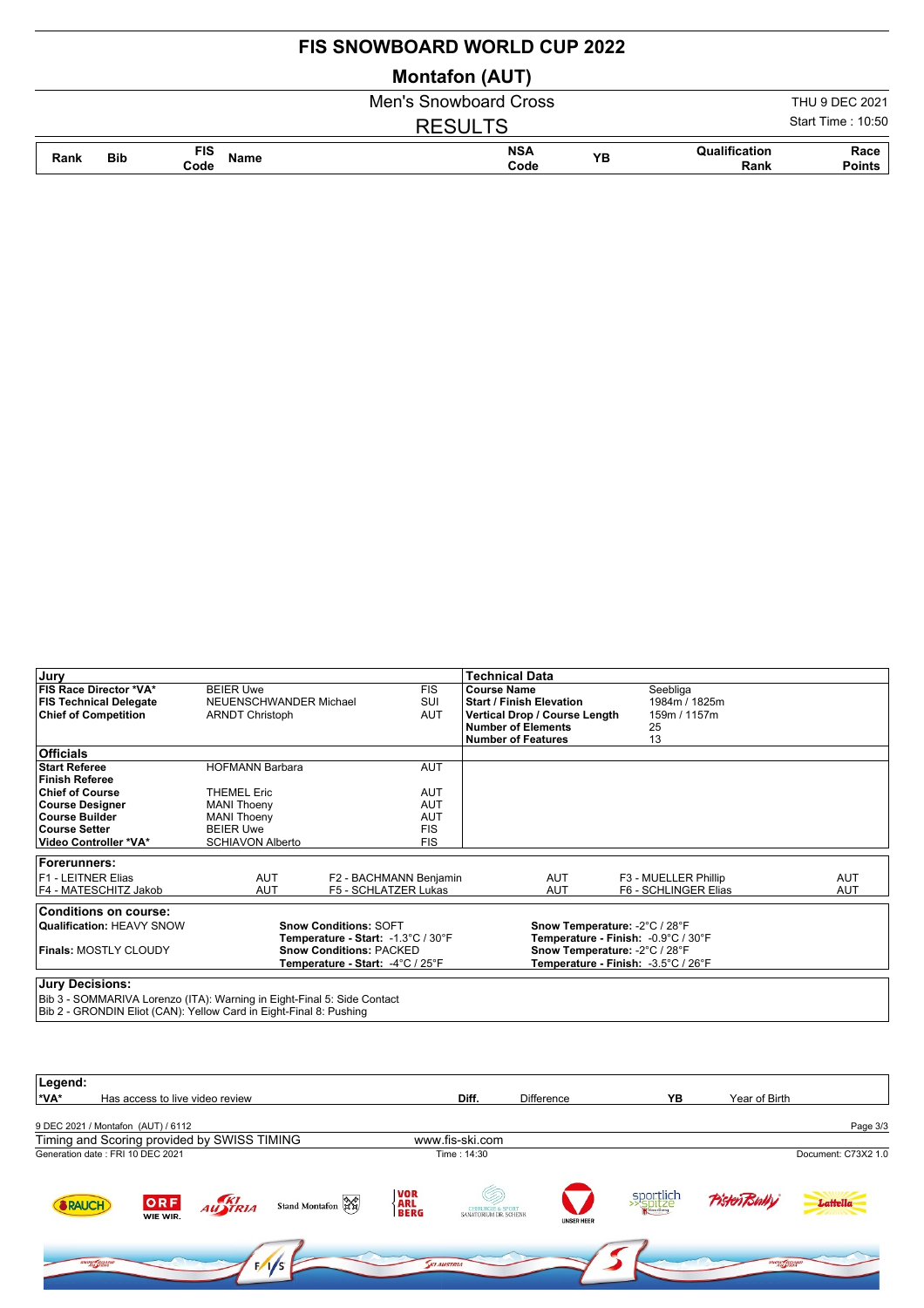# FIS SNOWBOARD WORLD CUP 2022

## Montafon (AUT)

Men's Snowboard Cross

RESULTS

THU 9 DEC 2021

Start Time : 10:50

| Rank | Bib | FIS Code | Name | NSA Code | YB | Qualification Rank | Race Points |
|---|---|---|---|---|---|---|---|

| Jury | | |
|---|---|---|
| **FIS Race Director *VA*** | BEIER Uwe | FIS |
| **FIS Technical Delegate** | NEUENSCHWANDER Michael | SUI |
| **Chief of Competition** | ARNDT Christoph | AUT |

| Technical Data | |
|---|---|
| **Course Name** | Seebliga |
| **Start / Finish Elevation** | 1984m / 1825m |
| **Vertical Drop / Course Length** | 159m / 1157m |
| **Number of Elements** | 25 |
| **Number of Features** | 13 |

| Officials | | |
|---|---|---|
| **Start Referee** | HOFMANN Barbara | AUT |
| **Finish Referee** | | |
| **Chief of Course** | THEMEL Eric | AUT |
| **Course Designer** | MANI Thoeny | AUT |
| **Course Builder** | MANI Thoeny | AUT |
| **Course Setter** | BEIER Uwe | FIS |
| **Video Controller *VA*** | SCHIAVON Alberto | FIS |

**Forerunners:**

| | | | | | |
|---|---|---|---|---|---|
| F1 - LEITNER Elias | AUT | F2 - BACHMANN Benjamin | AUT | F3 - MUELLER Phillip | AUT |
| F4 - MATESCHITZ Jakob | AUT | F5 - SCHLATZER Lukas | AUT | F6 - SCHLINGER Elias | AUT |

**Conditions on course:**

| | | |
|---|---|---|
| **Qualification:** HEAVY SNOW | **Snow Conditions:** SOFT | **Snow Temperature:** -2°C / 28°F |
| | **Temperature - Start:** -1.3°C / 30°F | **Temperature - Finish:** -0.9°C / 30°F |
| **Finals:** MOSTLY CLOUDY | **Snow Conditions:** PACKED | **Snow Temperature:** -2°C / 28°F |
| | **Temperature - Start:** -4°C / 25°F | **Temperature - Finish:** -3.5°C / 26°F |

**Jury Decisions:**

Bib 3 - SOMMARIVA Lorenzo (ITA): Warning in Eight-Final 5: Side Contact
Bib 2 - GRONDIN Eliot (CAN): Yellow Card in Eight-Final 8: Pushing

**Legend:**

| | | | | | |
|---|---|---|---|---|---|
| *VA* | Has access to live video review | Diff. | Difference | YB | Year of Birth |

9 DEC 2021 / Montafon (AUT) / 6112

Timing and Scoring provided by SWISS TIMING

www.fis-ski.com

Generation date : FRI 10 DEC 2021

Time : 14:30

Document: C73X2 1.0